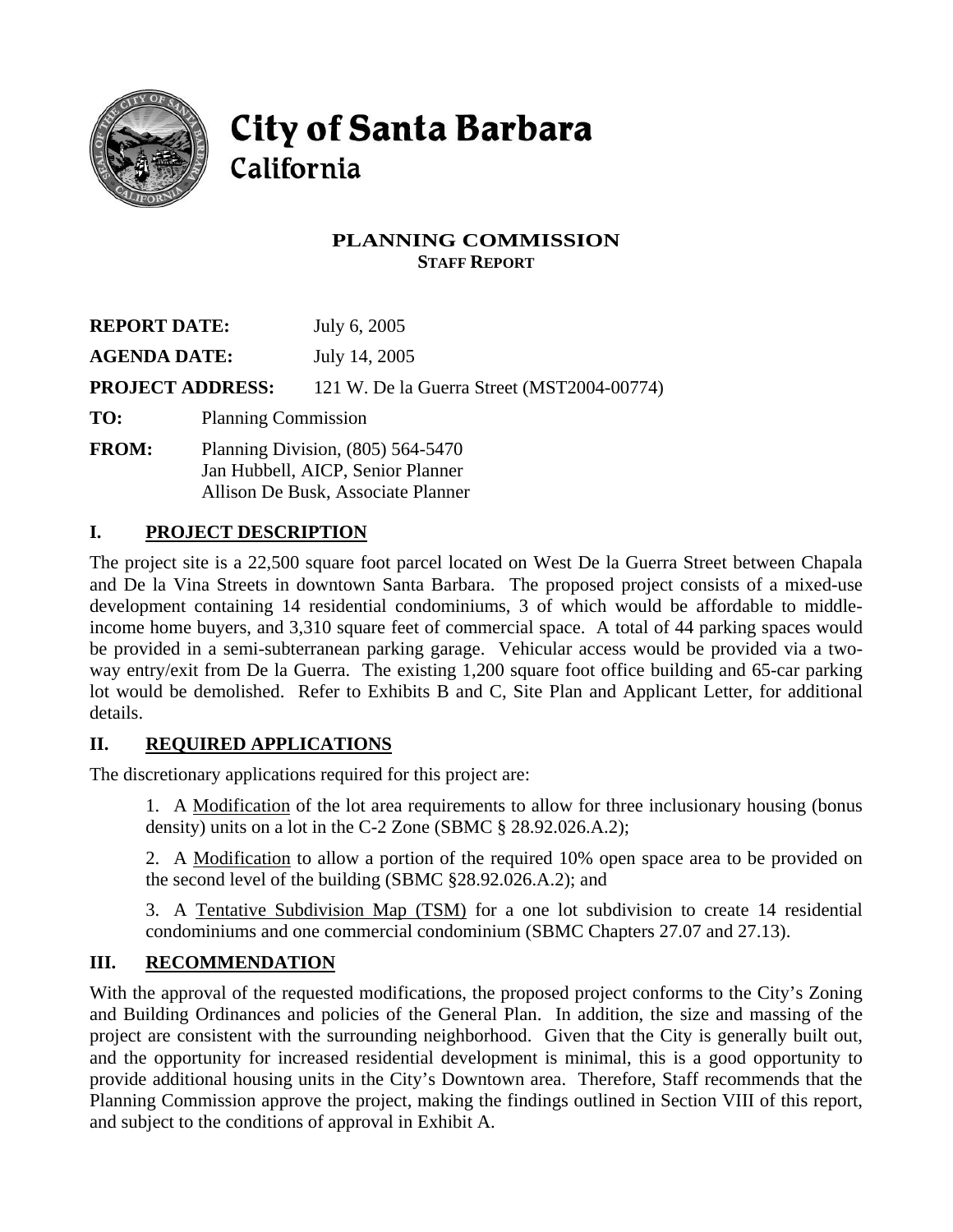# City of Santa Barbara
California

## PLANNING COMMISSION
**STAFF REPORT**

**REPORT DATE:** July 6, 2005

**AGENDA DATE:** July 14, 2005

**PROJECT ADDRESS:** 121 W. De la Guerra Street (MST2004-00774)

**TO:** Planning Commission

**FROM:** Planning Division, (805) 564-5470
Jan Hubbell, AICP, Senior Planner
Allison De Busk, Associate Planner

## I. PROJECT DESCRIPTION

The project site is a 22,500 square foot parcel located on West De la Guerra Street between Chapala and De la Vina Streets in downtown Santa Barbara. The proposed project consists of a mixed-use development containing 14 residential condominiums, 3 of which would be affordable to middle-income home buyers, and 3,310 square feet of commercial space. A total of 44 parking spaces would be provided in a semi-subterranean parking garage. Vehicular access would be provided via a two-way entry/exit from De la Guerra. The existing 1,200 square foot office building and 65-car parking lot would be demolished. Refer to Exhibits B and C, Site Plan and Applicant Letter, for additional details.

## II. REQUIRED APPLICATIONS

The discretionary applications required for this project are:

1. A Modification of the lot area requirements to allow for three inclusionary housing (bonus density) units on a lot in the C-2 Zone (SBMC § 28.92.026.A.2);

2. A Modification to allow a portion of the required 10% open space area to be provided on the second level of the building (SBMC §28.92.026.A.2); and

3. A Tentative Subdivision Map (TSM) for a one lot subdivision to create 14 residential condominiums and one commercial condominium (SBMC Chapters 27.07 and 27.13).

## III. RECOMMENDATION

With the approval of the requested modifications, the proposed project conforms to the City's Zoning and Building Ordinances and policies of the General Plan. In addition, the size and massing of the project are consistent with the surrounding neighborhood. Given that the City is generally built out, and the opportunity for increased residential development is minimal, this is a good opportunity to provide additional housing units in the City's Downtown area. Therefore, Staff recommends that the Planning Commission approve the project, making the findings outlined in Section VIII of this report, and subject to the conditions of approval in Exhibit A.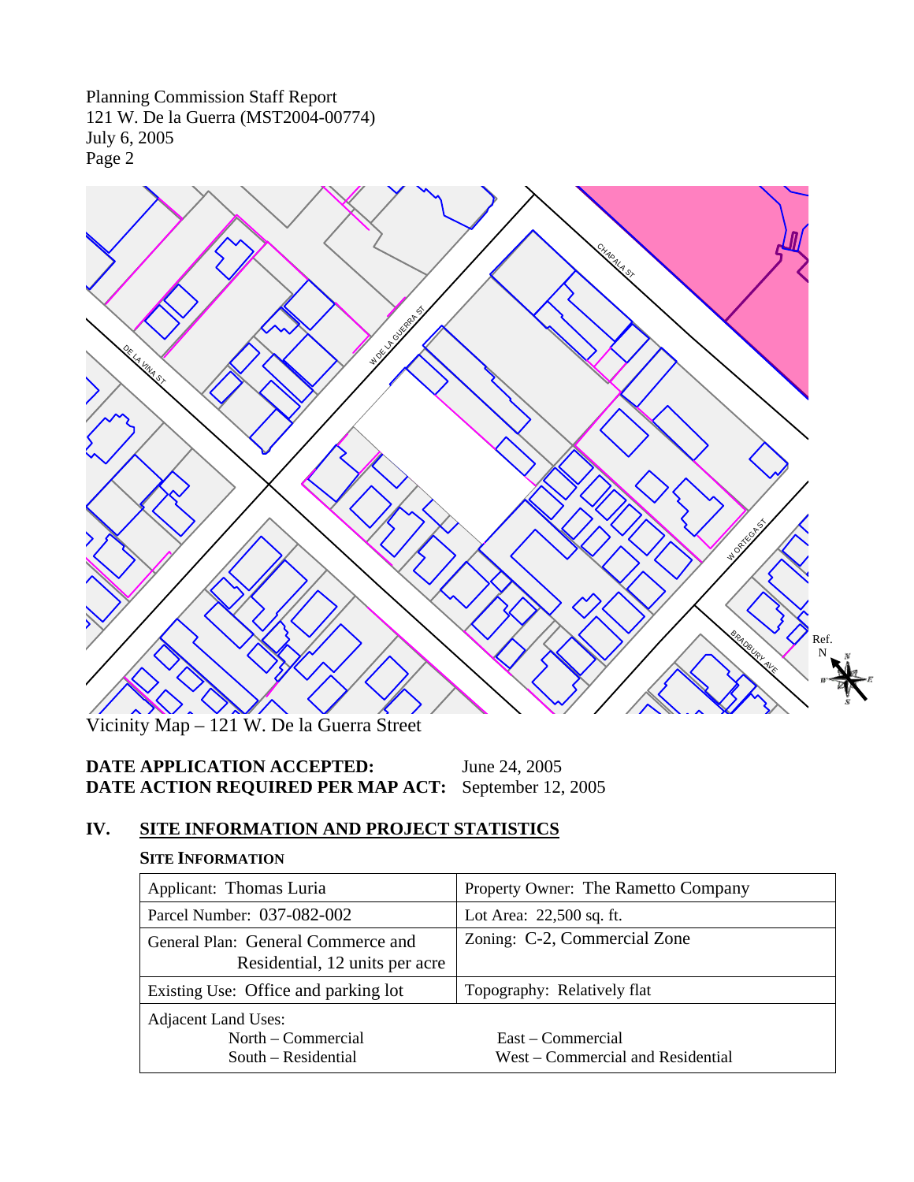Vicinity Map – 121 W. De la Guerra Street

**DATE APPLICATION ACCEPTED:** June 24, 2005
**DATE ACTION REQUIRED PER MAP ACT:** September 12, 2005

## IV. SITE INFORMATION AND PROJECT STATISTICS

### SITE INFORMATION

| | |
|---|---|
| Applicant: Thomas Luria | Property Owner: The Rametto Company |
| Parcel Number: 037-082-002 | Lot Area: 22,500 sq. ft. |
| General Plan: General Commerce and Residential, 12 units per acre | Zoning: C-2, Commercial Zone |
| Existing Use: Office and parking lot | Topography: Relatively flat |
| Adjacent Land Uses: North – Commercial; South – Residential | East – Commercial; West – Commercial and Residential |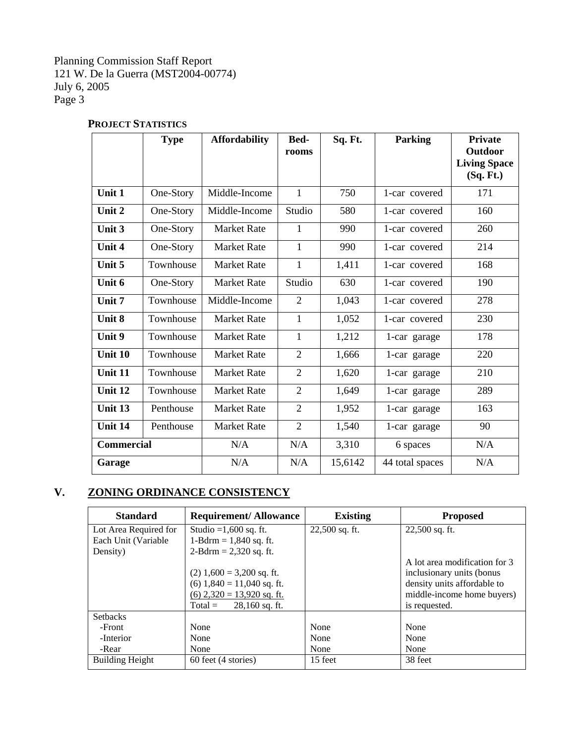**PROJECT STATISTICS**

| | Type | Affordability | Bed-rooms | Sq. Ft. | Parking | Private Outdoor Living Space (Sq. Ft.) |
|---|---|---|---|---|---|---|
| **Unit 1** | One-Story | Middle-Income | 1 | 750 | 1-car covered | 171 |
| **Unit 2** | One-Story | Middle-Income | Studio | 580 | 1-car covered | 160 |
| **Unit 3** | One-Story | Market Rate | 1 | 990 | 1-car covered | 260 |
| **Unit 4** | One-Story | Market Rate | 1 | 990 | 1-car covered | 214 |
| **Unit 5** | Townhouse | Market Rate | 1 | 1,411 | 1-car covered | 168 |
| **Unit 6** | One-Story | Market Rate | Studio | 630 | 1-car covered | 190 |
| **Unit 7** | Townhouse | Middle-Income | 2 | 1,043 | 1-car covered | 278 |
| **Unit 8** | Townhouse | Market Rate | 1 | 1,052 | 1-car covered | 230 |
| **Unit 9** | Townhouse | Market Rate | 1 | 1,212 | 1-car garage | 178 |
| **Unit 10** | Townhouse | Market Rate | 2 | 1,666 | 1-car garage | 220 |
| **Unit 11** | Townhouse | Market Rate | 2 | 1,620 | 1-car garage | 210 |
| **Unit 12** | Townhouse | Market Rate | 2 | 1,649 | 1-car garage | 289 |
| **Unit 13** | Penthouse | Market Rate | 2 | 1,952 | 1-car garage | 163 |
| **Unit 14** | Penthouse | Market Rate | 2 | 1,540 | 1-car garage | 90 |
| **Commercial** | | N/A | N/A | 3,310 | 6 spaces | N/A |
| **Garage** | | N/A | N/A | 15,6142 | 44 total spaces | N/A |

## V. ZONING ORDINANCE CONSISTENCY

| Standard | Requirement/ Allowance | Existing | Proposed |
|---|---|---|---|
| Lot Area Required for Each Unit (Variable Density) | Studio =1,600 sq. ft.<br>1-Bdrm = 1,840 sq. ft.<br>2-Bdrm = 2,320 sq. ft.<br><br>(2) 1,600 = 3,200 sq. ft.<br>(6) 1,840 = 11,040 sq. ft.<br>(6) 2,320 = 13,920 sq. ft.<br>Total = 28,160 sq. ft. | 22,500 sq. ft. | 22,500 sq. ft.<br><br>A lot area modification for 3 inclusionary units (bonus density units affordable to middle-income home buyers) is requested. |
| Setbacks<br>-Front<br>-Interior<br>-Rear | <br>None<br>None<br>None | <br>None<br>None<br>None | <br>None<br>None<br>None |
| Building Height | 60 feet (4 stories) | 15 feet | 38 feet |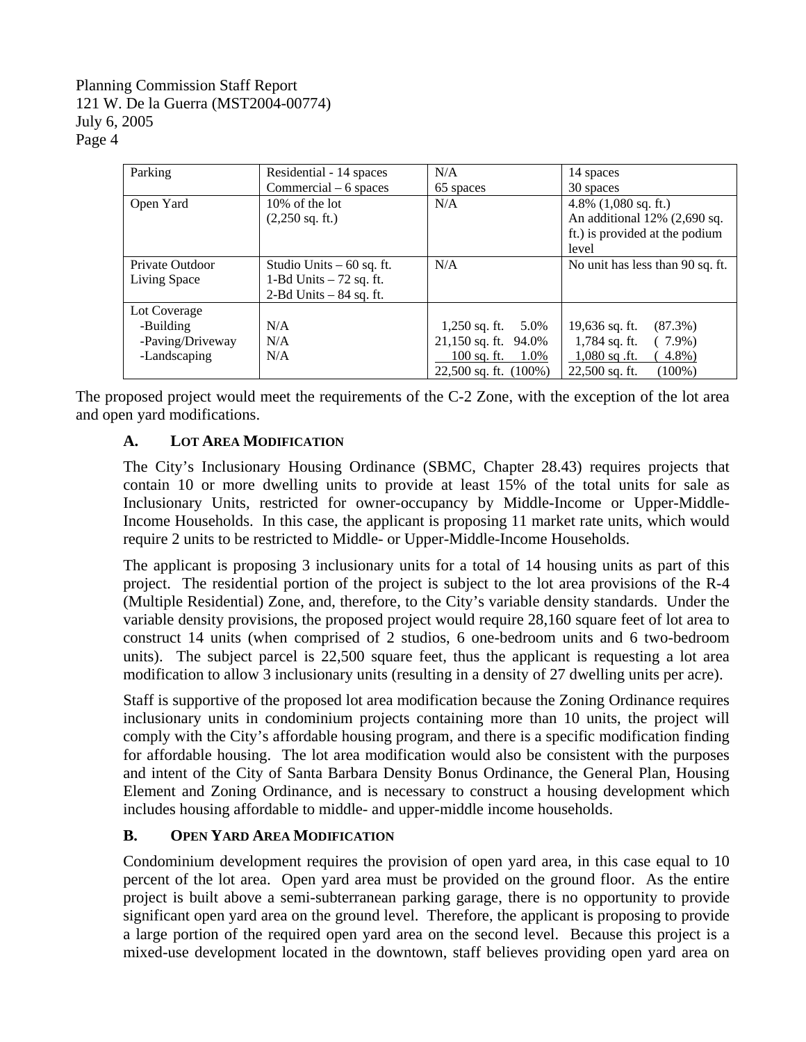| Parking | Residential - 14 spaces<br>Commercial – 6 spaces | N/A<br>65 spaces | 14 spaces<br>30 spaces |
|---|---|---|---|
| Open Yard | 10% of the lot<br>(2,250 sq. ft.) | N/A | 4.8% (1,080 sq. ft.)<br>An additional 12% (2,690 sq. ft.) is provided at the podium level |
| Private Outdoor Living Space | Studio Units – 60 sq. ft.<br>1-Bd Units – 72 sq. ft.<br>2-Bd Units – 84 sq. ft. | N/A | No unit has less than 90 sq. ft. |
| Lot Coverage<br>-Building<br>-Paving/Driveway<br>-Landscaping | <br>N/A<br>N/A<br>N/A | <br>1,250 sq. ft. 5.0%<br>21,150 sq. ft. 94.0%<br>100 sq. ft. 1.0%<br>22,500 sq. ft. (100%) | <br>19,636 sq. ft. (87.3%)<br>1,784 sq. ft. ( 7.9%)<br>1,080 sq .ft. ( 4.8%)<br>22,500 sq. ft. (100%) |

The proposed project would meet the requirements of the C-2 Zone, with the exception of the lot area and open yard modifications.

### A. Lot Area Modification

The City's Inclusionary Housing Ordinance (SBMC, Chapter 28.43) requires projects that contain 10 or more dwelling units to provide at least 15% of the total units for sale as Inclusionary Units, restricted for owner-occupancy by Middle-Income or Upper-Middle-Income Households. In this case, the applicant is proposing 11 market rate units, which would require 2 units to be restricted to Middle- or Upper-Middle-Income Households.

The applicant is proposing 3 inclusionary units for a total of 14 housing units as part of this project. The residential portion of the project is subject to the lot area provisions of the R-4 (Multiple Residential) Zone, and, therefore, to the City's variable density standards. Under the variable density provisions, the proposed project would require 28,160 square feet of lot area to construct 14 units (when comprised of 2 studios, 6 one-bedroom units and 6 two-bedroom units). The subject parcel is 22,500 square feet, thus the applicant is requesting a lot area modification to allow 3 inclusionary units (resulting in a density of 27 dwelling units per acre).

Staff is supportive of the proposed lot area modification because the Zoning Ordinance requires inclusionary units in condominium projects containing more than 10 units, the project will comply with the City's affordable housing program, and there is a specific modification finding for affordable housing. The lot area modification would also be consistent with the purposes and intent of the City of Santa Barbara Density Bonus Ordinance, the General Plan, Housing Element and Zoning Ordinance, and is necessary to construct a housing development which includes housing affordable to middle- and upper-middle income households.

### B. Open Yard Area Modification

Condominium development requires the provision of open yard area, in this case equal to 10 percent of the lot area. Open yard area must be provided on the ground floor. As the entire project is built above a semi-subterranean parking garage, there is no opportunity to provide significant open yard area on the ground level. Therefore, the applicant is proposing to provide a large portion of the required open yard area on the second level. Because this project is a mixed-use development located in the downtown, staff believes providing open yard area on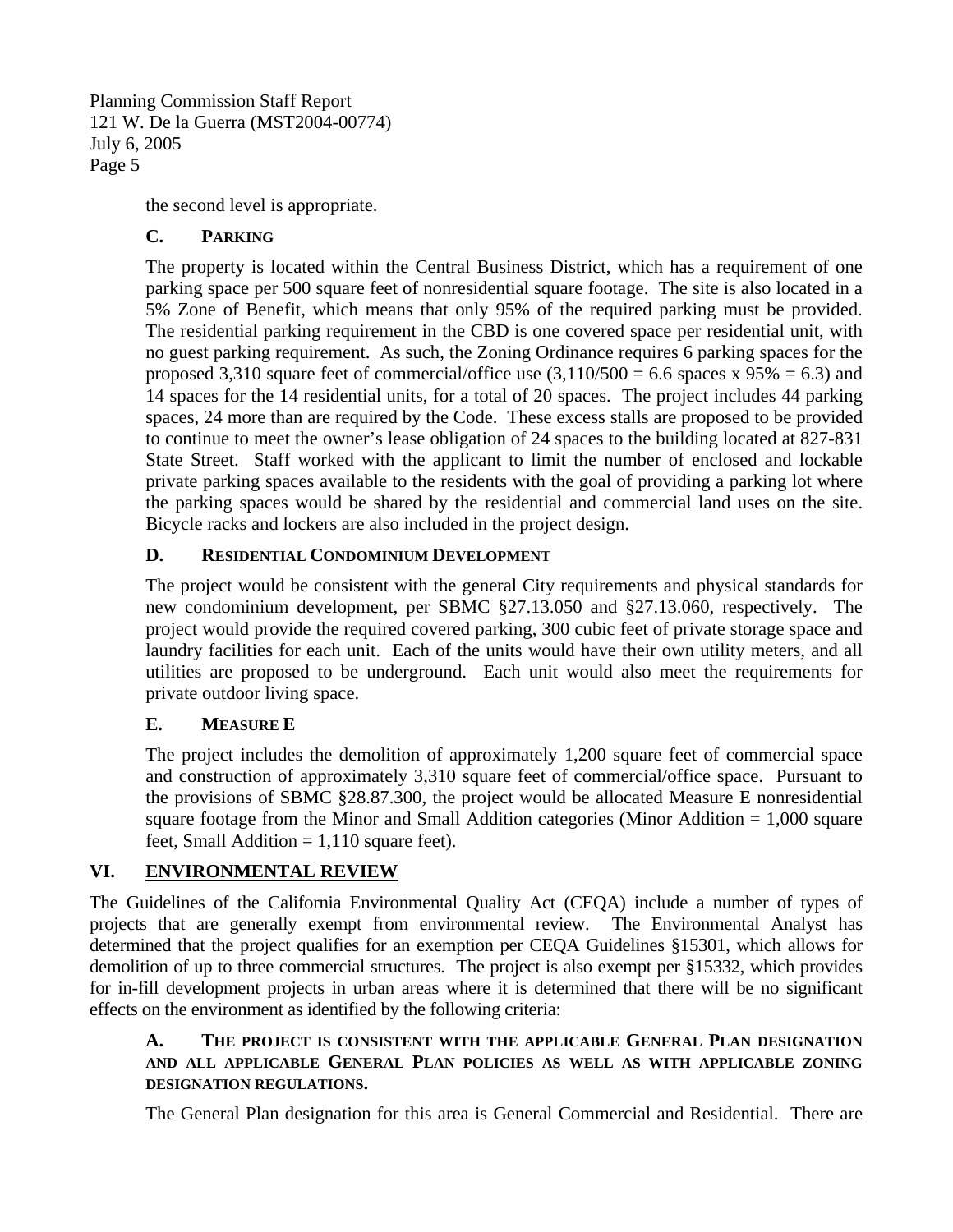the second level is appropriate.

### C. Parking

The property is located within the Central Business District, which has a requirement of one parking space per 500 square feet of nonresidential square footage. The site is also located in a 5% Zone of Benefit, which means that only 95% of the required parking must be provided. The residential parking requirement in the CBD is one covered space per residential unit, with no guest parking requirement. As such, the Zoning Ordinance requires 6 parking spaces for the proposed 3,310 square feet of commercial/office use (3,110/500 = 6.6 spaces x 95% = 6.3) and 14 spaces for the 14 residential units, for a total of 20 spaces. The project includes 44 parking spaces, 24 more than are required by the Code. These excess stalls are proposed to be provided to continue to meet the owner's lease obligation of 24 spaces to the building located at 827-831 State Street. Staff worked with the applicant to limit the number of enclosed and lockable private parking spaces available to the residents with the goal of providing a parking lot where the parking spaces would be shared by the residential and commercial land uses on the site. Bicycle racks and lockers are also included in the project design.

### D. Residential Condominium Development

The project would be consistent with the general City requirements and physical standards for new condominium development, per SBMC §27.13.050 and §27.13.060, respectively. The project would provide the required covered parking, 300 cubic feet of private storage space and laundry facilities for each unit. Each of the units would have their own utility meters, and all utilities are proposed to be underground. Each unit would also meet the requirements for private outdoor living space.

### E. Measure E

The project includes the demolition of approximately 1,200 square feet of commercial space and construction of approximately 3,310 square feet of commercial/office space. Pursuant to the provisions of SBMC §28.87.300, the project would be allocated Measure E nonresidential square footage from the Minor and Small Addition categories (Minor Addition = 1,000 square feet, Small Addition = 1,110 square feet).

## VI. ENVIRONMENTAL REVIEW

The Guidelines of the California Environmental Quality Act (CEQA) include a number of types of projects that are generally exempt from environmental review. The Environmental Analyst has determined that the project qualifies for an exemption per CEQA Guidelines §15301, which allows for demolition of up to three commercial structures. The project is also exempt per §15332, which provides for in-fill development projects in urban areas where it is determined that there will be no significant effects on the environment as identified by the following criteria:

### A. The project is consistent with the applicable General Plan designation and all applicable General Plan policies as well as with applicable zoning designation regulations.

The General Plan designation for this area is General Commercial and Residential. There are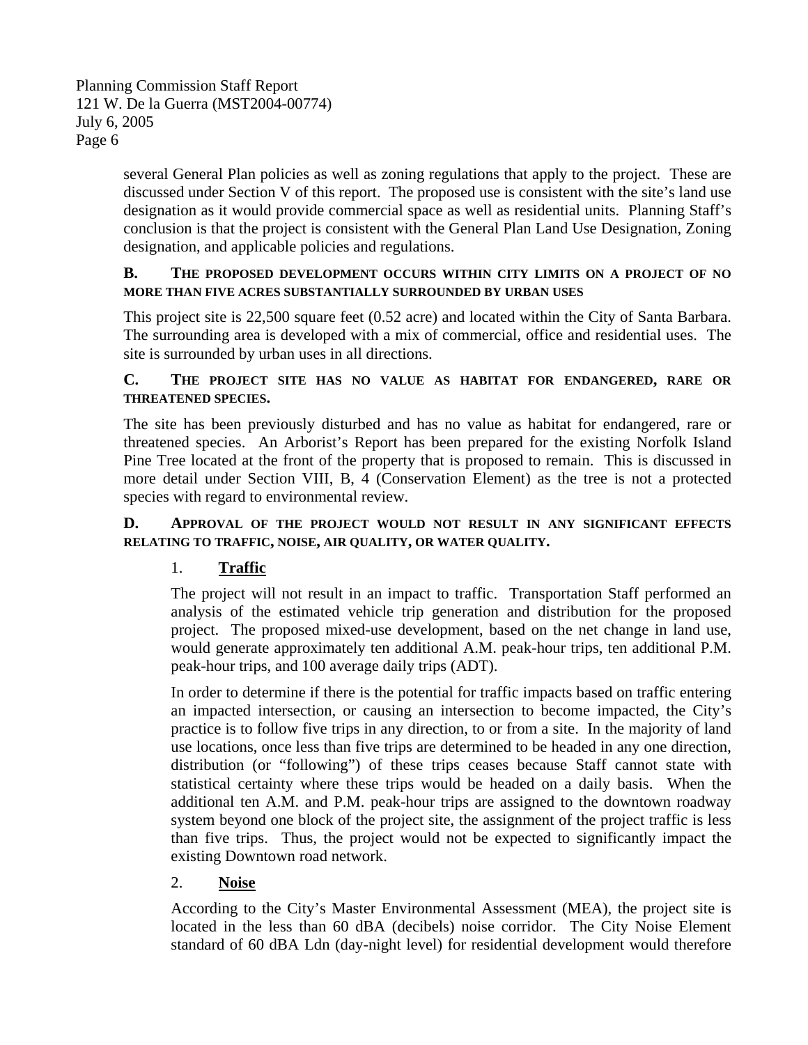several General Plan policies as well as zoning regulations that apply to the project. These are discussed under Section V of this report. The proposed use is consistent with the site's land use designation as it would provide commercial space as well as residential units. Planning Staff's conclusion is that the project is consistent with the General Plan Land Use Designation, Zoning designation, and applicable policies and regulations.

### B. THE PROPOSED DEVELOPMENT OCCURS WITHIN CITY LIMITS ON A PROJECT OF NO MORE THAN FIVE ACRES SUBSTANTIALLY SURROUNDED BY URBAN USES

This project site is 22,500 square feet (0.52 acre) and located within the City of Santa Barbara. The surrounding area is developed with a mix of commercial, office and residential uses. The site is surrounded by urban uses in all directions.

### C. THE PROJECT SITE HAS NO VALUE AS HABITAT FOR ENDANGERED, RARE OR THREATENED SPECIES.

The site has been previously disturbed and has no value as habitat for endangered, rare or threatened species. An Arborist's Report has been prepared for the existing Norfolk Island Pine Tree located at the front of the property that is proposed to remain. This is discussed in more detail under Section VIII, B, 4 (Conservation Element) as the tree is not a protected species with regard to environmental review.

### D. APPROVAL OF THE PROJECT WOULD NOT RESULT IN ANY SIGNIFICANT EFFECTS RELATING TO TRAFFIC, NOISE, AIR QUALITY, OR WATER QUALITY.

#### 1. Traffic

The project will not result in an impact to traffic. Transportation Staff performed an analysis of the estimated vehicle trip generation and distribution for the proposed project. The proposed mixed-use development, based on the net change in land use, would generate approximately ten additional A.M. peak-hour trips, ten additional P.M. peak-hour trips, and 100 average daily trips (ADT).

In order to determine if there is the potential for traffic impacts based on traffic entering an impacted intersection, or causing an intersection to become impacted, the City's practice is to follow five trips in any direction, to or from a site. In the majority of land use locations, once less than five trips are determined to be headed in any one direction, distribution (or "following") of these trips ceases because Staff cannot state with statistical certainty where these trips would be headed on a daily basis. When the additional ten A.M. and P.M. peak-hour trips are assigned to the downtown roadway system beyond one block of the project site, the assignment of the project traffic is less than five trips. Thus, the project would not be expected to significantly impact the existing Downtown road network.

#### 2. Noise

According to the City's Master Environmental Assessment (MEA), the project site is located in the less than 60 dBA (decibels) noise corridor. The City Noise Element standard of 60 dBA Ldn (day-night level) for residential development would therefore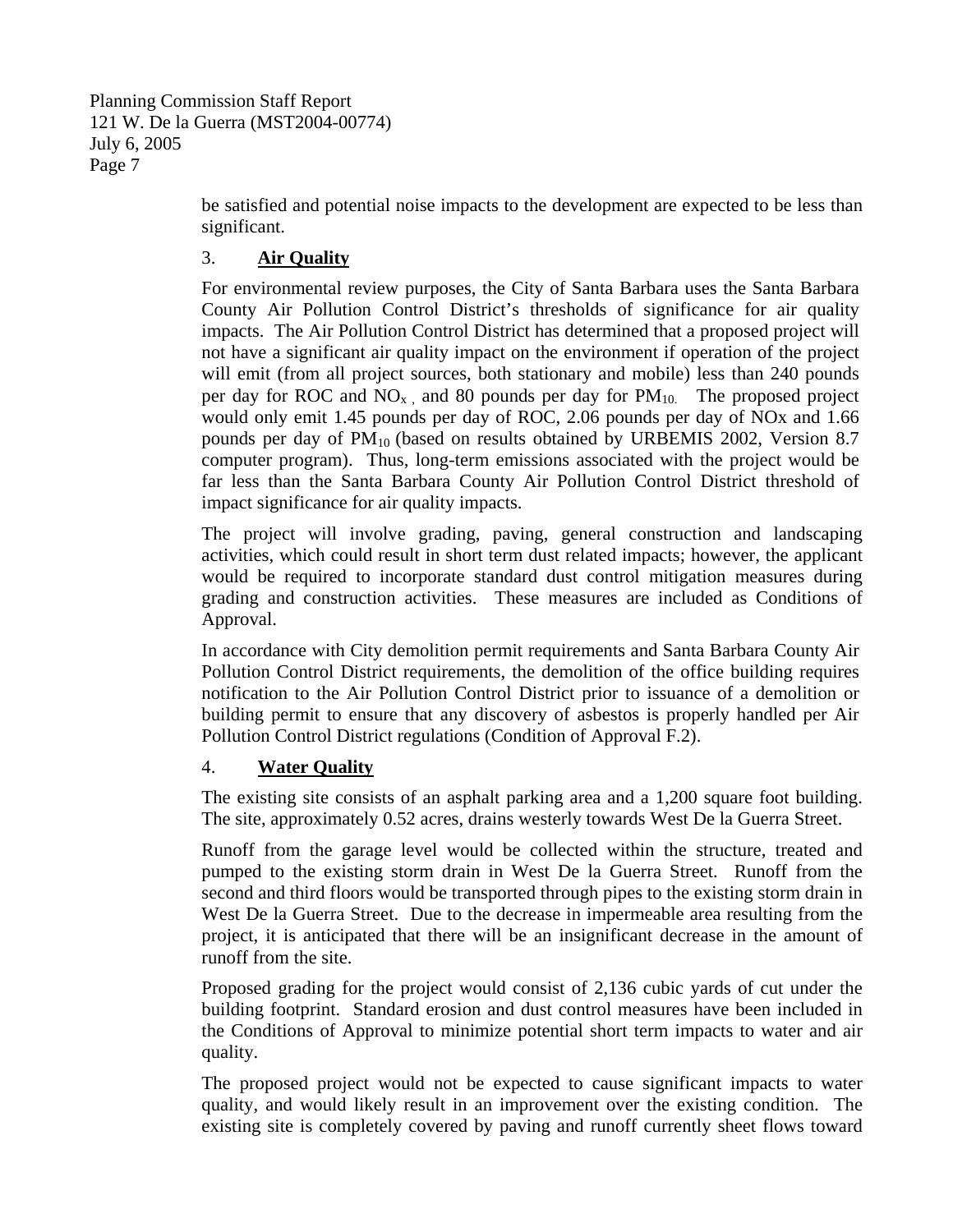be satisfied and potential noise impacts to the development are expected to be less than significant.

### 3. **Air Quality**

For environmental review purposes, the City of Santa Barbara uses the Santa Barbara County Air Pollution Control District's thresholds of significance for air quality impacts. The Air Pollution Control District has determined that a proposed project will not have a significant air quality impact on the environment if operation of the project will emit (from all project sources, both stationary and mobile) less than 240 pounds per day for ROC and $NO_x$, and 80 pounds per day for $PM_{10}$. The proposed project would only emit 1.45 pounds per day of ROC, 2.06 pounds per day of NOx and 1.66 pounds per day of $PM_{10}$ (based on results obtained by URBEMIS 2002, Version 8.7 computer program). Thus, long-term emissions associated with the project would be far less than the Santa Barbara County Air Pollution Control District threshold of impact significance for air quality impacts.

The project will involve grading, paving, general construction and landscaping activities, which could result in short term dust related impacts; however, the applicant would be required to incorporate standard dust control mitigation measures during grading and construction activities. These measures are included as Conditions of Approval.

In accordance with City demolition permit requirements and Santa Barbara County Air Pollution Control District requirements, the demolition of the office building requires notification to the Air Pollution Control District prior to issuance of a demolition or building permit to ensure that any discovery of asbestos is properly handled per Air Pollution Control District regulations (Condition of Approval F.2).

### 4. **Water Quality**

The existing site consists of an asphalt parking area and a 1,200 square foot building. The site, approximately 0.52 acres, drains westerly towards West De la Guerra Street.

Runoff from the garage level would be collected within the structure, treated and pumped to the existing storm drain in West De la Guerra Street. Runoff from the second and third floors would be transported through pipes to the existing storm drain in West De la Guerra Street. Due to the decrease in impermeable area resulting from the project, it is anticipated that there will be an insignificant decrease in the amount of runoff from the site.

Proposed grading for the project would consist of 2,136 cubic yards of cut under the building footprint. Standard erosion and dust control measures have been included in the Conditions of Approval to minimize potential short term impacts to water and air quality.

The proposed project would not be expected to cause significant impacts to water quality, and would likely result in an improvement over the existing condition. The existing site is completely covered by paving and runoff currently sheet flows toward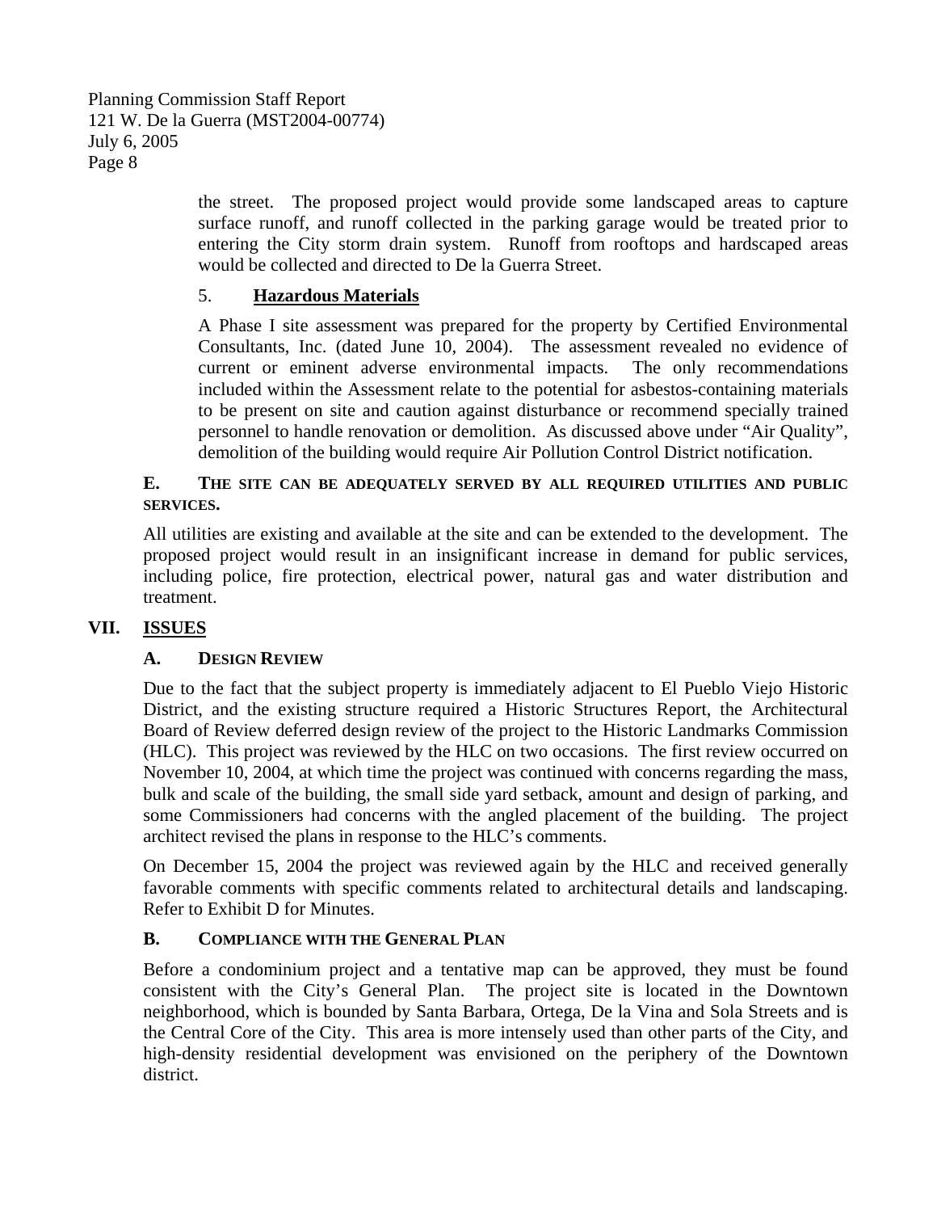the street. The proposed project would provide some landscaped areas to capture surface runoff, and runoff collected in the parking garage would be treated prior to entering the City storm drain system. Runoff from rooftops and hardscaped areas would be collected and directed to De la Guerra Street.

5. **Hazardous Materials**

A Phase I site assessment was prepared for the property by Certified Environmental Consultants, Inc. (dated June 10, 2004). The assessment revealed no evidence of current or eminent adverse environmental impacts. The only recommendations included within the Assessment relate to the potential for asbestos-containing materials to be present on site and caution against disturbance or recommend specially trained personnel to handle renovation or demolition. As discussed above under "Air Quality", demolition of the building would require Air Pollution Control District notification.

**E. THE SITE CAN BE ADEQUATELY SERVED BY ALL REQUIRED UTILITIES AND PUBLIC SERVICES.**

All utilities are existing and available at the site and can be extended to the development. The proposed project would result in an insignificant increase in demand for public services, including police, fire protection, electrical power, natural gas and water distribution and treatment.

## VII. ISSUES

### A. DESIGN REVIEW

Due to the fact that the subject property is immediately adjacent to El Pueblo Viejo Historic District, and the existing structure required a Historic Structures Report, the Architectural Board of Review deferred design review of the project to the Historic Landmarks Commission (HLC). This project was reviewed by the HLC on two occasions. The first review occurred on November 10, 2004, at which time the project was continued with concerns regarding the mass, bulk and scale of the building, the small side yard setback, amount and design of parking, and some Commissioners had concerns with the angled placement of the building. The project architect revised the plans in response to the HLC's comments.

On December 15, 2004 the project was reviewed again by the HLC and received generally favorable comments with specific comments related to architectural details and landscaping. Refer to Exhibit D for Minutes.

### B. COMPLIANCE WITH THE GENERAL PLAN

Before a condominium project and a tentative map can be approved, they must be found consistent with the City's General Plan. The project site is located in the Downtown neighborhood, which is bounded by Santa Barbara, Ortega, De la Vina and Sola Streets and is the Central Core of the City. This area is more intensely used than other parts of the City, and high-density residential development was envisioned on the periphery of the Downtown district.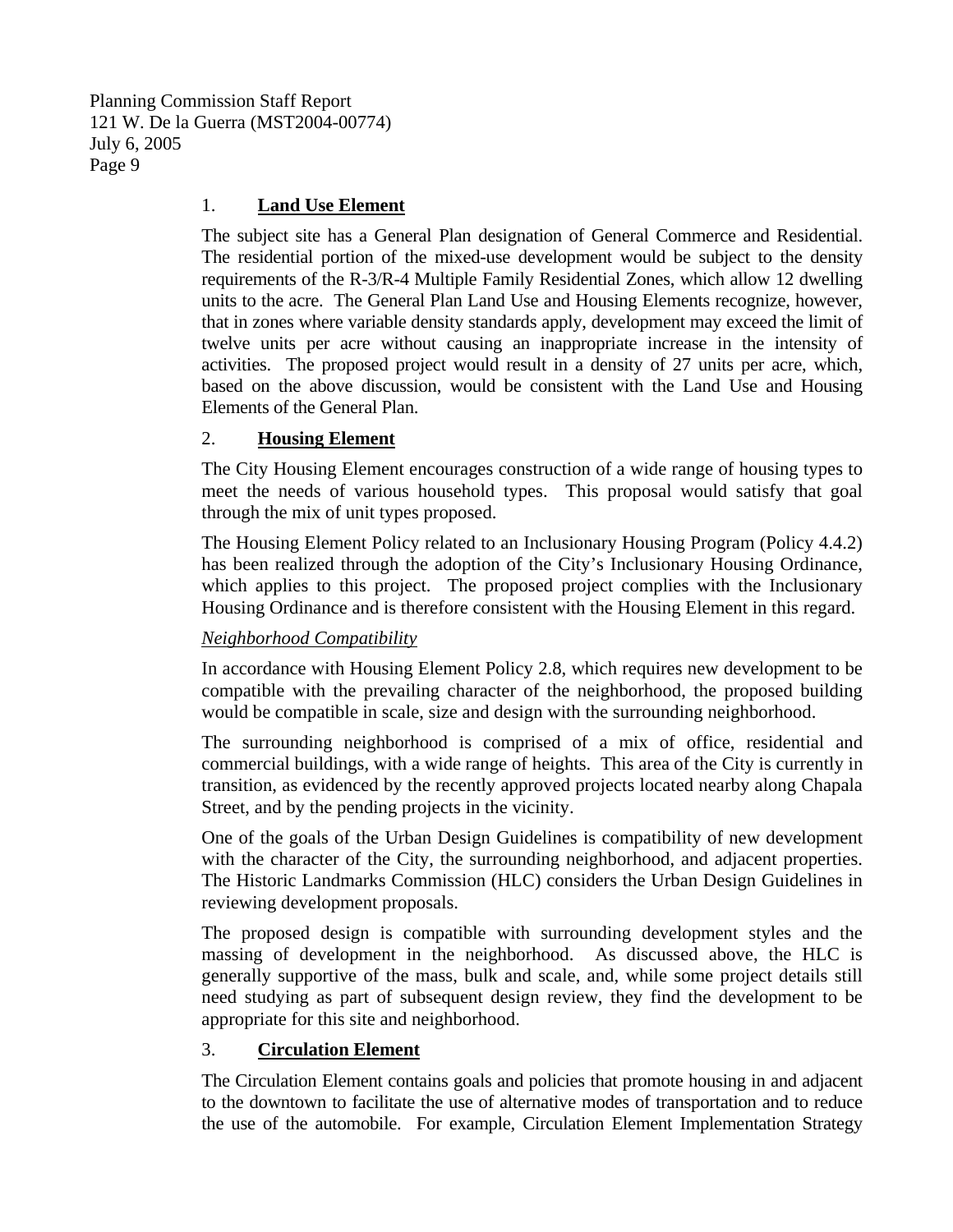### 1. **Land Use Element**

The subject site has a General Plan designation of General Commerce and Residential. The residential portion of the mixed-use development would be subject to the density requirements of the R-3/R-4 Multiple Family Residential Zones, which allow 12 dwelling units to the acre. The General Plan Land Use and Housing Elements recognize, however, that in zones where variable density standards apply, development may exceed the limit of twelve units per acre without causing an inappropriate increase in the intensity of activities. The proposed project would result in a density of 27 units per acre, which, based on the above discussion, would be consistent with the Land Use and Housing Elements of the General Plan.

### 2. **Housing Element**

The City Housing Element encourages construction of a wide range of housing types to meet the needs of various household types. This proposal would satisfy that goal through the mix of unit types proposed.

The Housing Element Policy related to an Inclusionary Housing Program (Policy 4.4.2) has been realized through the adoption of the City's Inclusionary Housing Ordinance, which applies to this project. The proposed project complies with the Inclusionary Housing Ordinance and is therefore consistent with the Housing Element in this regard.

*Neighborhood Compatibility*

In accordance with Housing Element Policy 2.8, which requires new development to be compatible with the prevailing character of the neighborhood, the proposed building would be compatible in scale, size and design with the surrounding neighborhood.

The surrounding neighborhood is comprised of a mix of office, residential and commercial buildings, with a wide range of heights. This area of the City is currently in transition, as evidenced by the recently approved projects located nearby along Chapala Street, and by the pending projects in the vicinity.

One of the goals of the Urban Design Guidelines is compatibility of new development with the character of the City, the surrounding neighborhood, and adjacent properties. The Historic Landmarks Commission (HLC) considers the Urban Design Guidelines in reviewing development proposals.

The proposed design is compatible with surrounding development styles and the massing of development in the neighborhood. As discussed above, the HLC is generally supportive of the mass, bulk and scale, and, while some project details still need studying as part of subsequent design review, they find the development to be appropriate for this site and neighborhood.

### 3. **Circulation Element**

The Circulation Element contains goals and policies that promote housing in and adjacent to the downtown to facilitate the use of alternative modes of transportation and to reduce the use of the automobile. For example, Circulation Element Implementation Strategy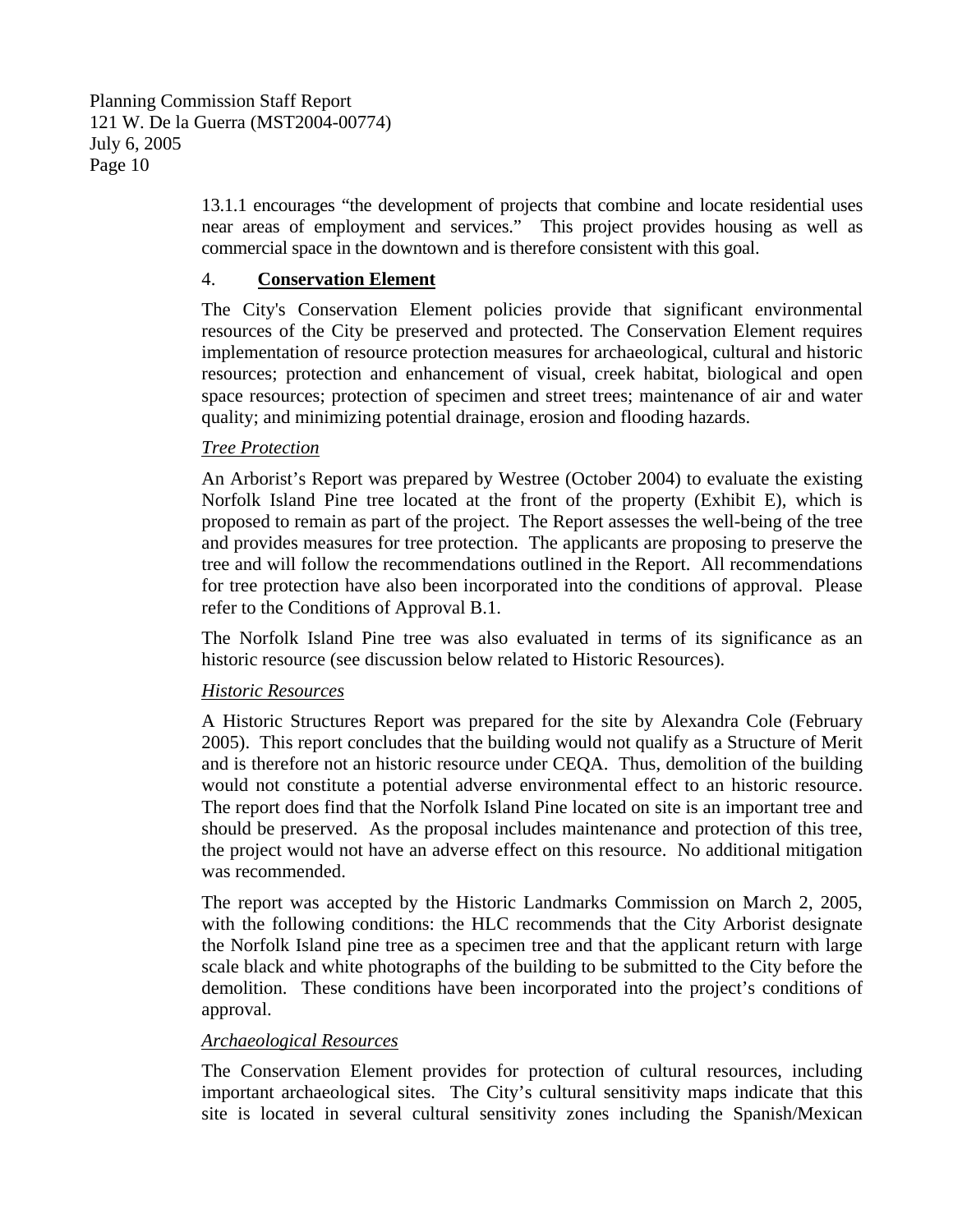13.1.1 encourages "the development of projects that combine and locate residential uses near areas of employment and services." This project provides housing as well as commercial space in the downtown and is therefore consistent with this goal.

4. **Conservation Element**

The City's Conservation Element policies provide that significant environmental resources of the City be preserved and protected. The Conservation Element requires implementation of resource protection measures for archaeological, cultural and historic resources; protection and enhancement of visual, creek habitat, biological and open space resources; protection of specimen and street trees; maintenance of air and water quality; and minimizing potential drainage, erosion and flooding hazards.

*Tree Protection*

An Arborist's Report was prepared by Westree (October 2004) to evaluate the existing Norfolk Island Pine tree located at the front of the property (Exhibit E), which is proposed to remain as part of the project. The Report assesses the well-being of the tree and provides measures for tree protection. The applicants are proposing to preserve the tree and will follow the recommendations outlined in the Report. All recommendations for tree protection have also been incorporated into the conditions of approval. Please refer to the Conditions of Approval B.1.

The Norfolk Island Pine tree was also evaluated in terms of its significance as an historic resource (see discussion below related to Historic Resources).

*Historic Resources*

A Historic Structures Report was prepared for the site by Alexandra Cole (February 2005). This report concludes that the building would not qualify as a Structure of Merit and is therefore not an historic resource under CEQA. Thus, demolition of the building would not constitute a potential adverse environmental effect to an historic resource. The report does find that the Norfolk Island Pine located on site is an important tree and should be preserved. As the proposal includes maintenance and protection of this tree, the project would not have an adverse effect on this resource. No additional mitigation was recommended.

The report was accepted by the Historic Landmarks Commission on March 2, 2005, with the following conditions: the HLC recommends that the City Arborist designate the Norfolk Island pine tree as a specimen tree and that the applicant return with large scale black and white photographs of the building to be submitted to the City before the demolition. These conditions have been incorporated into the project's conditions of approval.

*Archaeological Resources*

The Conservation Element provides for protection of cultural resources, including important archaeological sites. The City's cultural sensitivity maps indicate that this site is located in several cultural sensitivity zones including the Spanish/Mexican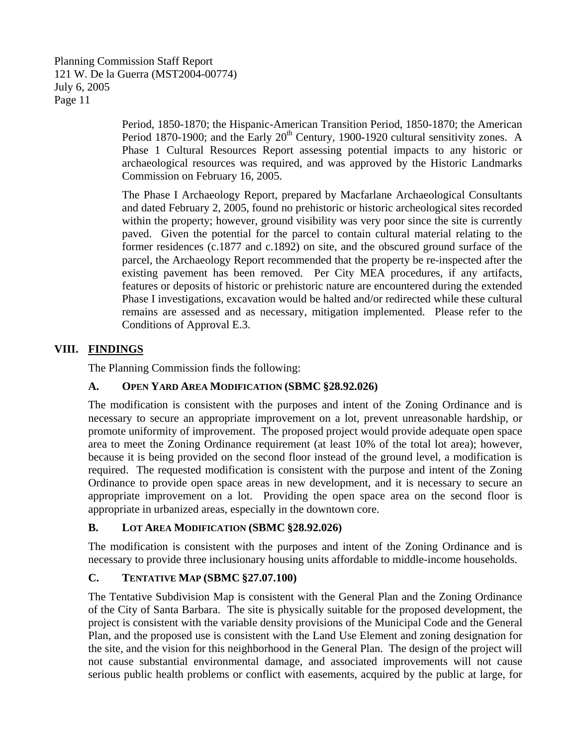Period, 1850-1870; the Hispanic-American Transition Period, 1850-1870; the American Period 1870-1900; and the Early 20th Century, 1900-1920 cultural sensitivity zones. A Phase 1 Cultural Resources Report assessing potential impacts to any historic or archaeological resources was required, and was approved by the Historic Landmarks Commission on February 16, 2005.

The Phase I Archaeology Report, prepared by Macfarlane Archaeological Consultants and dated February 2, 2005, found no prehistoric or historic archeological sites recorded within the property; however, ground visibility was very poor since the site is currently paved. Given the potential for the parcel to contain cultural material relating to the former residences (c.1877 and c.1892) on site, and the obscured ground surface of the parcel, the Archaeology Report recommended that the property be re-inspected after the existing pavement has been removed. Per City MEA procedures, if any artifacts, features or deposits of historic or prehistoric nature are encountered during the extended Phase I investigations, excavation would be halted and/or redirected while these cultural remains are assessed and as necessary, mitigation implemented. Please refer to the Conditions of Approval E.3.

## VIII. FINDINGS

The Planning Commission finds the following:

### A. OPEN YARD AREA MODIFICATION (SBMC §28.92.026)

The modification is consistent with the purposes and intent of the Zoning Ordinance and is necessary to secure an appropriate improvement on a lot, prevent unreasonable hardship, or promote uniformity of improvement. The proposed project would provide adequate open space area to meet the Zoning Ordinance requirement (at least 10% of the total lot area); however, because it is being provided on the second floor instead of the ground level, a modification is required. The requested modification is consistent with the purpose and intent of the Zoning Ordinance to provide open space areas in new development, and it is necessary to secure an appropriate improvement on a lot. Providing the open space area on the second floor is appropriate in urbanized areas, especially in the downtown core.

### B. LOT AREA MODIFICATION (SBMC §28.92.026)

The modification is consistent with the purposes and intent of the Zoning Ordinance and is necessary to provide three inclusionary housing units affordable to middle-income households.

### C. TENTATIVE MAP (SBMC §27.07.100)

The Tentative Subdivision Map is consistent with the General Plan and the Zoning Ordinance of the City of Santa Barbara. The site is physically suitable for the proposed development, the project is consistent with the variable density provisions of the Municipal Code and the General Plan, and the proposed use is consistent with the Land Use Element and zoning designation for the site, and the vision for this neighborhood in the General Plan. The design of the project will not cause substantial environmental damage, and associated improvements will not cause serious public health problems or conflict with easements, acquired by the public at large, for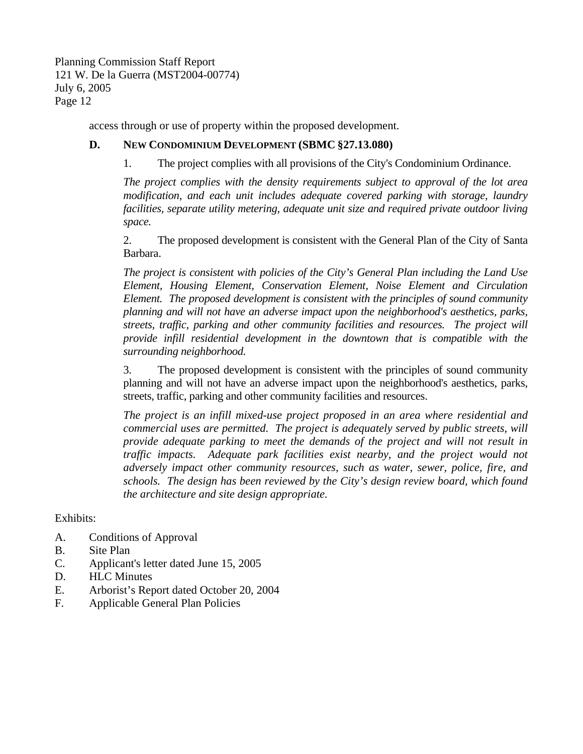access through or use of property within the proposed development.

**D. NEW CONDOMINIUM DEVELOPMENT (SBMC §27.13.080)**

1. The project complies with all provisions of the City's Condominium Ordinance.

*The project complies with the density requirements subject to approval of the lot area modification, and each unit includes adequate covered parking with storage, laundry facilities, separate utility metering, adequate unit size and required private outdoor living space.*

2. The proposed development is consistent with the General Plan of the City of Santa Barbara.

*The project is consistent with policies of the City's General Plan including the Land Use Element, Housing Element, Conservation Element, Noise Element and Circulation Element. The proposed development is consistent with the principles of sound community planning and will not have an adverse impact upon the neighborhood's aesthetics, parks, streets, traffic, parking and other community facilities and resources. The project will provide infill residential development in the downtown that is compatible with the surrounding neighborhood.*

3. The proposed development is consistent with the principles of sound community planning and will not have an adverse impact upon the neighborhood's aesthetics, parks, streets, traffic, parking and other community facilities and resources.

*The project is an infill mixed-use project proposed in an area where residential and commercial uses are permitted. The project is adequately served by public streets, will provide adequate parking to meet the demands of the project and will not result in traffic impacts. Adequate park facilities exist nearby, and the project would not adversely impact other community resources, such as water, sewer, police, fire, and schools. The design has been reviewed by the City's design review board, which found the architecture and site design appropriate.*

Exhibits:

A. Conditions of Approval
B. Site Plan
C. Applicant's letter dated June 15, 2005
D. HLC Minutes
E. Arborist's Report dated October 20, 2004
F. Applicable General Plan Policies